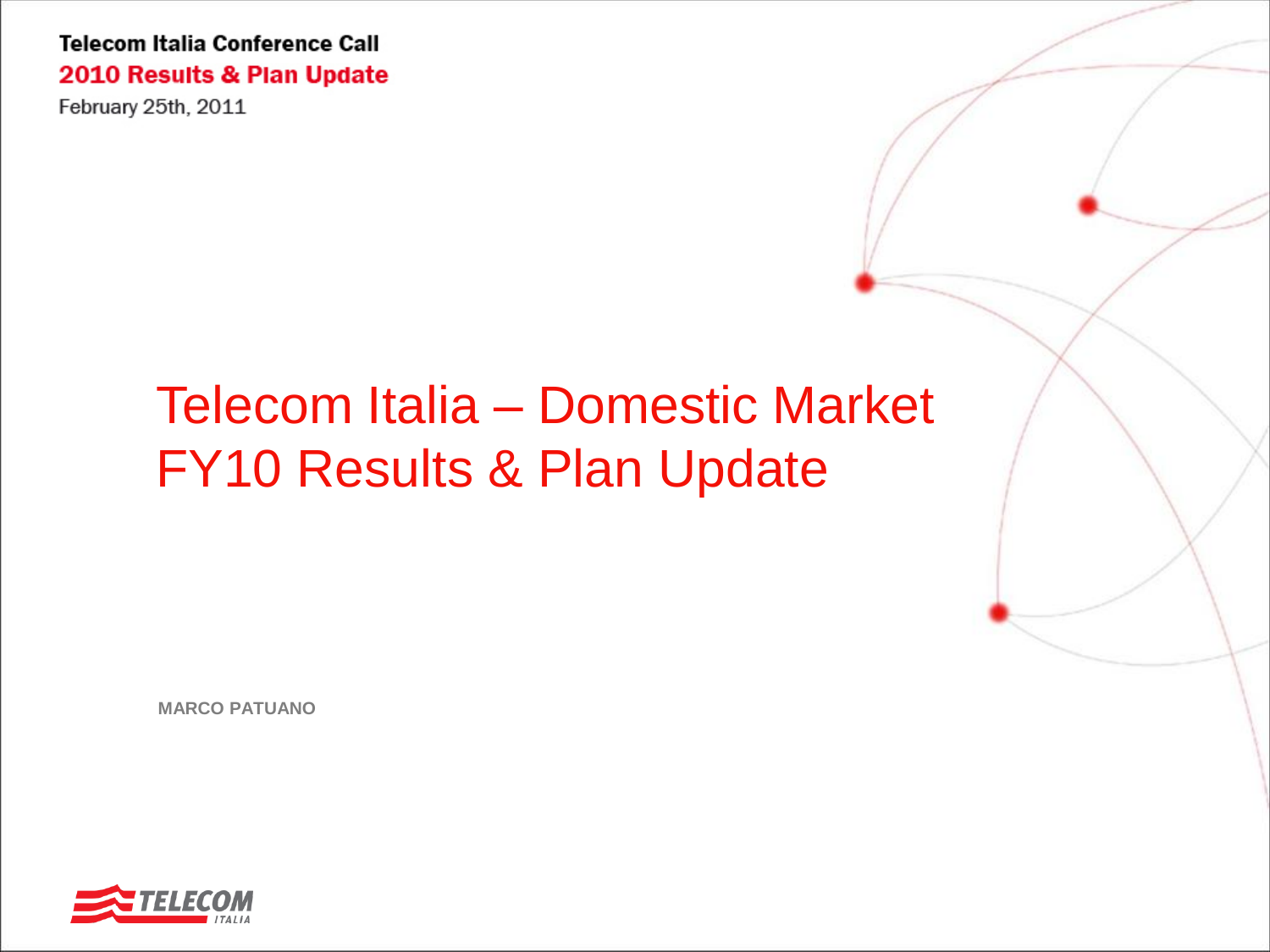**Telecom Italia Conference Call**

**2010 Results & Plan Update**

February 25th, 2011

# Telecom Italia – Domestic Market FY10 Results & Plan Update

**MARCO PATUANO**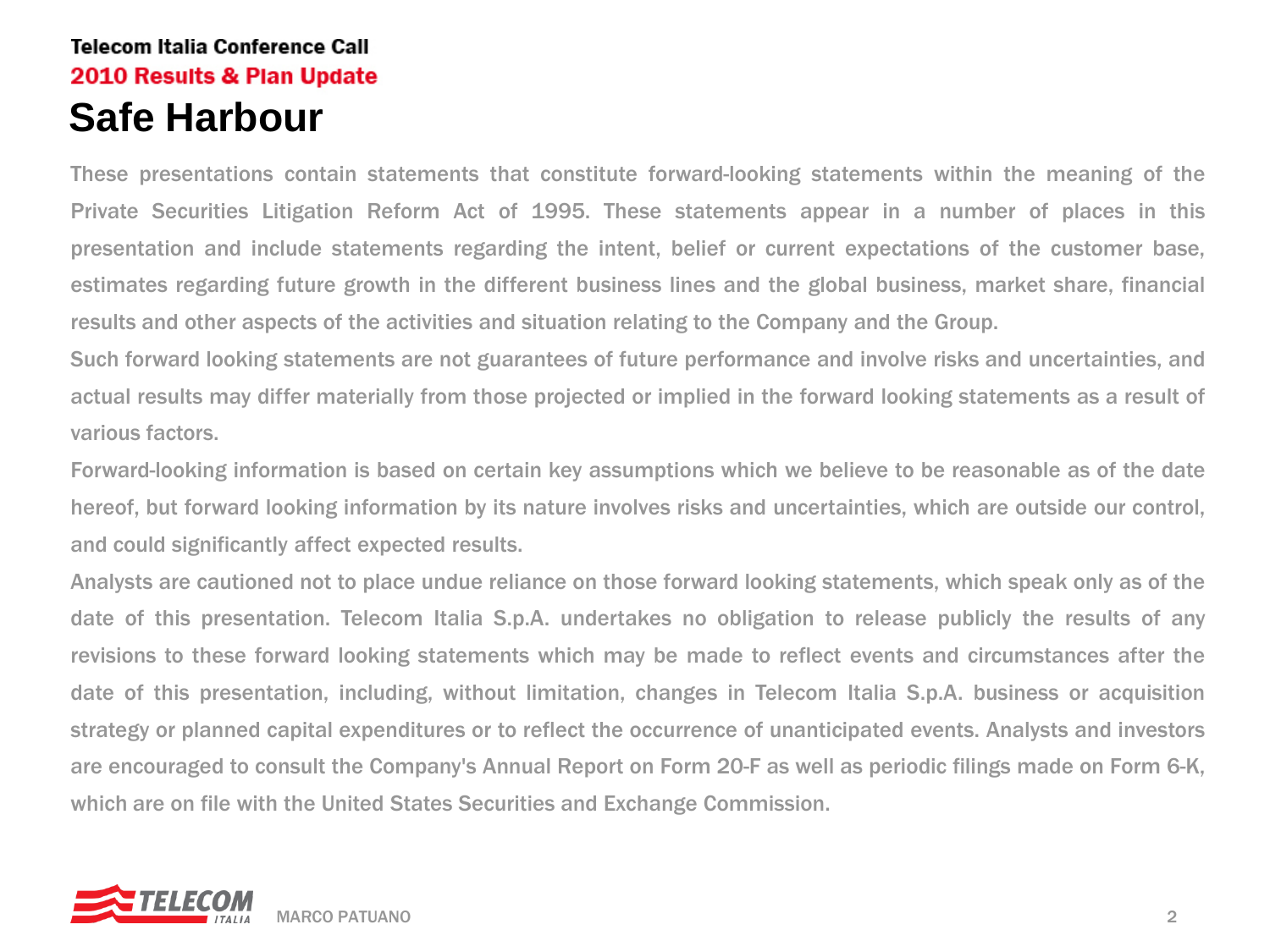# Safe Harbour

These presentations contain statements that constitute forward-looking statements within the meaning of the Private Securities Litigation Reform Act of 1995. These statements appear in a number of places in this presentation and include statements regarding the intent, belief or current expectations of the customer base, estimates regarding future growth in the different business lines and the global business, market share, financial results and other aspects of the activities and situation relating to the Company and the Group.

Such forward looking statements are not guarantees of future performance and involve risks and uncertainties, and actual results may differ materially from those projected or implied in the forward looking statements as a result of various factors.

Forward-looking information is based on certain key assumptions which we believe to be reasonable as of the date hereof, but forward looking information by its nature involves risks and uncertainties, which are outside our control, and could significantly affect expected results.

Analysts are cautioned not to place undue reliance on those forward looking statements, which speak only as of the date of this presentation. Telecom Italia S.p.A. undertakes no obligation to release publicly the results of any revisions to these forward looking statements which may be made to reflect events and circumstances after the date of this presentation, including, without limitation, changes in Telecom Italia S.p.A. business or acquisition strategy or planned capital expenditures or to reflect the occurrence of unanticipated events. Analysts and investors are encouraged to consult the Company's Annual Report on Form 20-F as well as periodic filings made on Form 6-K, which are on file with the United States Securities and Exchange Commission.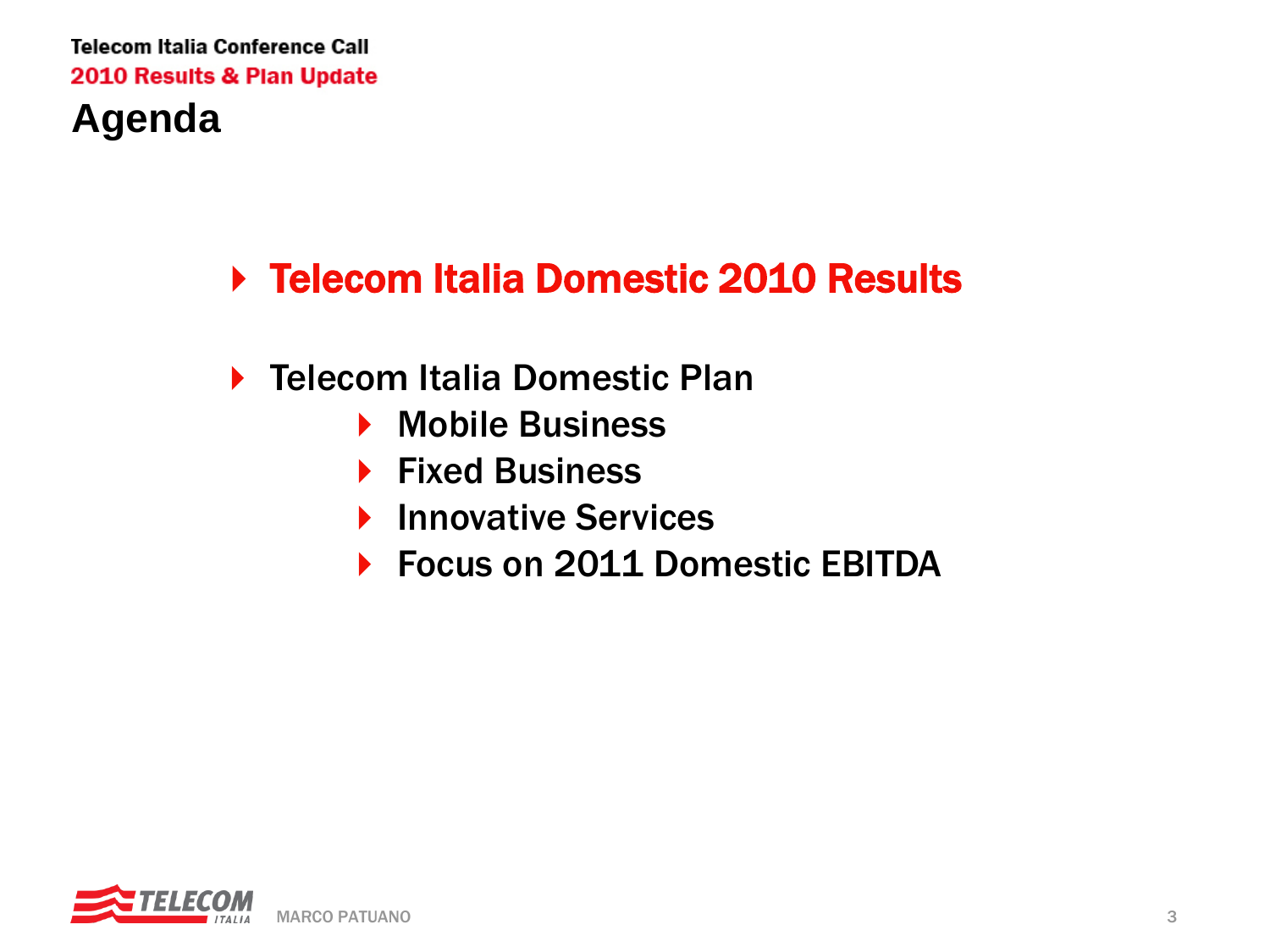# Agenda

- **Telecom Italia Domestic 2010 Results**
- Telecom Italia Domestic Plan
  - Mobile Business
  - Fixed Business
  - Innovative Services
  - Focus on 2011 Domestic EBITDA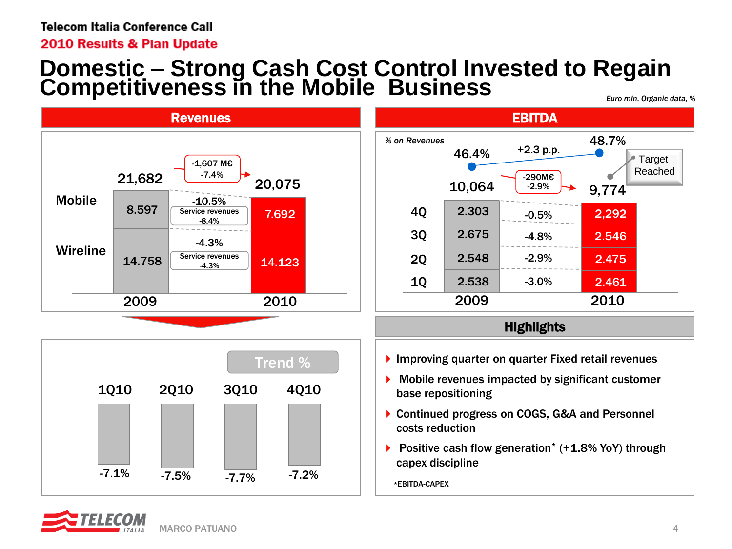# Domestic – Strong Cash Cost Control Invested to Regain Competitiveness in the Mobile Business

*Euro mln, Organic data, %*

## Revenues

| | 2009 | Change | 2010 |
|---|---|---|---|
| Total | 21,682 | -1,607 M€ / -7.4% | 20,075 |
| Mobile | 8.597 | -10.5% (Service revenues -8.4%) | 7.692 |
| Wireline | 14.758 | -4.3% (Service revenues -4.3%) | 14.123 |

**Trend %**

| 1Q10 | 2Q10 | 3Q10 | 4Q10 |
|---|---|---|---|
| -7.1% | -7.5% | -7.7% | -7.2% |

## EBITDA

| | 2009 | Change | 2010 |
|---|---|---|---|
| % on Revenues | 46.4% | +2.3 p.p. | 48.7% (Target Reached) |
| Total | 10,064 | -290M€ / -2.9% | 9,774 |
| 4Q | 2.303 | -0.5% | 2,292 |
| 3Q | 2.675 | -4.8% | 2.546 |
| 2Q | 2.548 | -2.9% | 2.475 |
| 1Q | 2.538 | -3.0% | 2.461 |

## Highlights

- Improving quarter on quarter Fixed retail revenues
- Mobile revenues impacted by significant customer base repositioning
- Continued progress on COGS, G&A and Personnel costs reduction
- Positive cash flow generation* (+1.8% YoY) through capex discipline

*EBITDA-CAPEX

MARCO PATUANO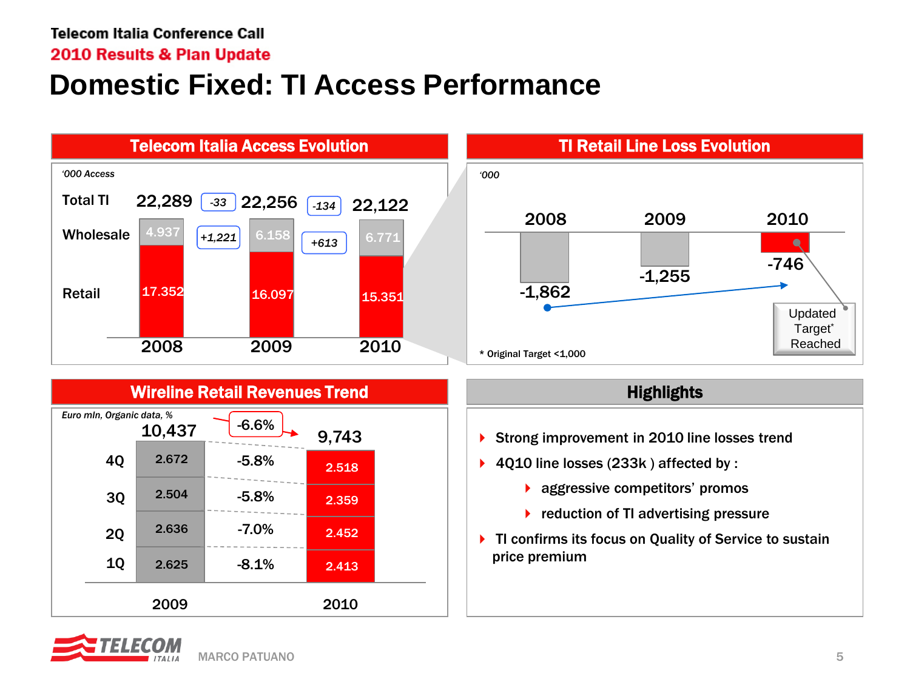Telecom Italia Conference Call

2010 Results & Plan Update

# Domestic Fixed: TI Access Performance

## Telecom Italia Access Evolution

*'000 Access*

| | 2008 | Change | 2009 | Change | 2010 |
|---|---|---|---|---|---|
| Total TI | 22,289 | -33 | 22,256 | -134 | 22,122 |
| Wholesale | 4.937 | +1,221 | 6.158 | +613 | 6.771 |
| Retail | 17.352 | | 16.097 | | 15.351 |

## TI Retail Line Loss Evolution

*'000*

| 2008 | 2009 | 2010 |
|---|---|---|
| -1,862 | -1,255 | -746 |

Updated Target* Reached

\* Original Target <1,000

## Wireline Retail Revenues Trend

*Euro mln, Organic data, %*

| | 2009 | % | 2010 |
|---|---|---|---|
| Total | 10,437 | -6.6% | 9,743 |
| 4Q | 2.672 | -5.8% | 2.518 |
| 3Q | 2.504 | -5.8% | 2.359 |
| 2Q | 2.636 | -7.0% | 2.452 |
| 1Q | 2.625 | -8.1% | 2.413 |

## Highlights

- Strong improvement in 2010 line losses trend
- 4Q10 line losses (233k ) affected by :
  - aggressive competitors' promos
  - reduction of TI advertising pressure
- TI confirms its focus on Quality of Service to sustain price premium

MARCO PATUANO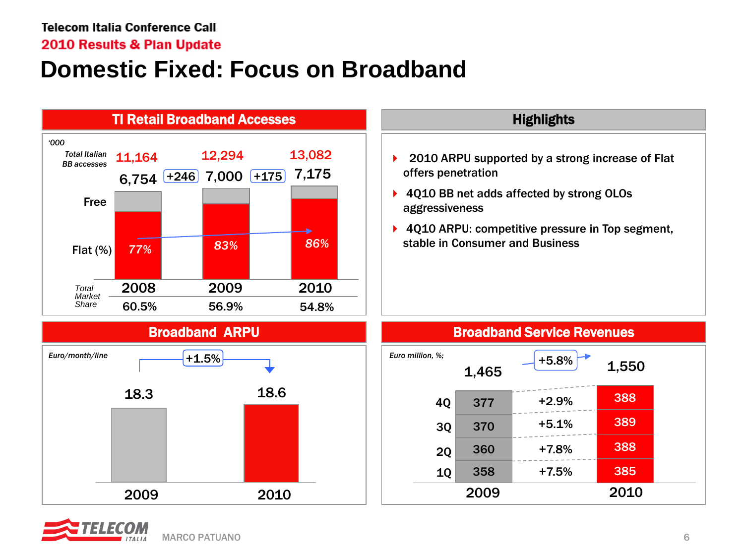# Domestic Fixed: Focus on Broadband

## TI Retail Broadband Accesses

'000

| | 2008 | | 2009 | | 2010 |
|---|---|---|---|---|---|
| Total Italian BB accesses | 11,164 | | 12,294 | | 13,082 |
| TI Retail BB accesses | 6,754 | +246 | 7,000 | +175 | 7,175 |
| Flat (%) | 77% | | 83% | | 86% |
| Total Market Share | 60.5% | | 56.9% | | 54.8% |

## Highlights

- 2010 ARPU supported by a strong increase of Flat offers penetration
- 4Q10 BB net adds affected by strong OLOs aggressiveness
- 4Q10 ARPU: competitive pressure in Top segment, stable in Consumer and Business

## Broadband ARPU

Euro/month/line

| 2009 | 2010 |
|---|---|
| 18.3 | 18.6 |

+1.5%

## Broadband Service Revenues

Euro million, %;

| | 2009 | % | 2010 |
|---|---|---|---|
| 1Q | 358 | +7.5% | 385 |
| 2Q | 360 | +7.8% | 388 |
| 3Q | 370 | +5.1% | 389 |
| 4Q | 377 | +2.9% | 388 |
| Total | 1,465 | +5.8% | 1,550 |

MARCO PATUANO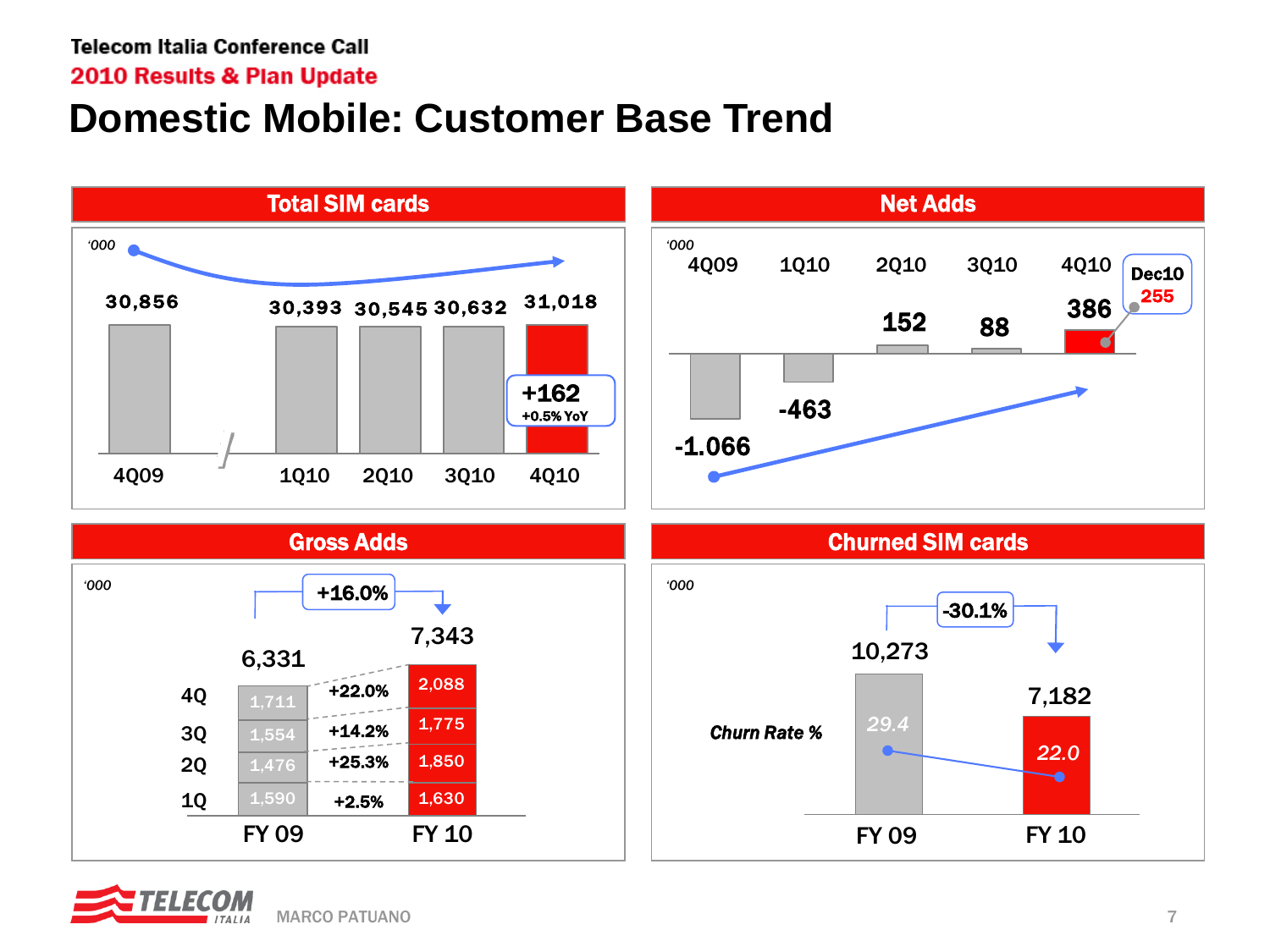Telecom Italia Conference Call

2010 Results & Plan Update

# Domestic Mobile: Customer Base Trend

## Total SIM cards

'000

| 4Q09 | 1Q10 | 2Q10 | 3Q10 | 4Q10 |
|---|---|---|---|---|
| 30,856 | 30,393 | 30,545 | 30,632 | 31,018 |

+162
+0.5% YoY

## Net Adds

'000

| 4Q09 | 1Q10 | 2Q10 | 3Q10 | 4Q10 |
|---|---|---|---|---|
| -1.066 | -463 | 152 | 88 | 386 |

Dec10 255

## Gross Adds

'000

| | FY 09 | | FY 10 |
|---|---|---|---|
| 4Q | 1,711 | +22.0% | 2,088 |
| 3Q | 1,554 | +14.2% | 1,775 |
| 2Q | 1,476 | +25.3% | 1,850 |
| 1Q | 1,590 | +2.5% | 1,630 |
| Total | 6,331 | +16.0% | 7,343 |

## Churned SIM cards

'000

| | FY 09 | FY 10 |
|---|---|---|
| Churned SIM cards | 10,273 | 7,182 |
| *Churn Rate %* | 29.4 | 22.0 |

-30.1%

MARCO PATUANO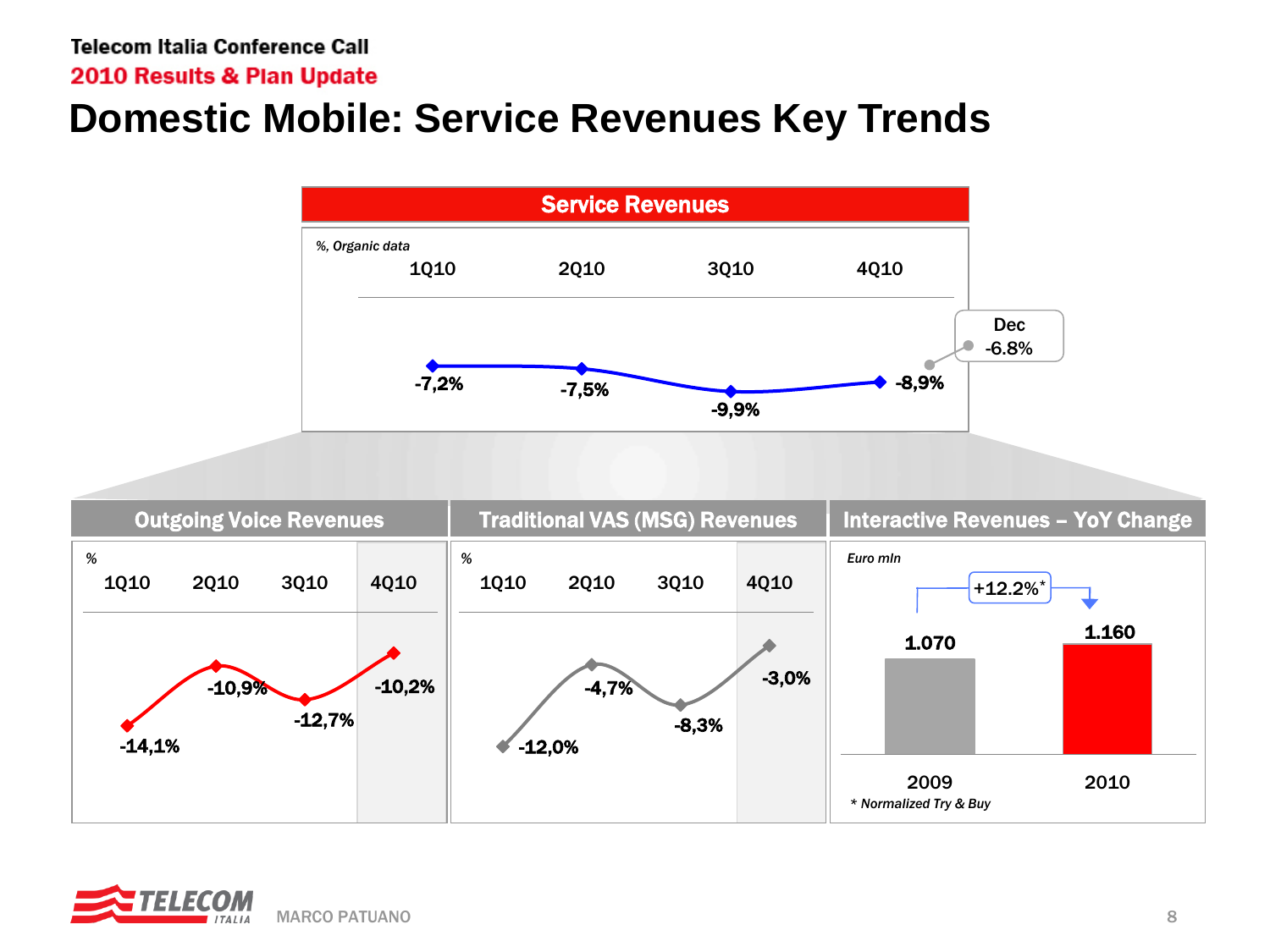# Domestic Mobile: Service Revenues Key Trends

## Service Revenues

%, Organic data

| 1Q10 | 2Q10 | 3Q10 | 4Q10 |
|---|---|---|---|
| -7,2% | -7,5% | -9,9% | -8,9% |

Dec -6.8%

## Outgoing Voice Revenues

%

| 1Q10 | 2Q10 | 3Q10 | 4Q10 |
|---|---|---|---|
| -14,1% | -10,9% | -12,7% | -10,2% |

## Traditional VAS (MSG) Revenues

%

| 1Q10 | 2Q10 | 3Q10 | 4Q10 |
|---|---|---|---|
| -12,0% | -4,7% | -8,3% | -3,0% |

## Interactive Revenues – YoY Change

Euro mln

| 2009 | 2010 |
|---|---|
| 1.070 | 1.160 |

+12.2%*

\* Normalized Try & Buy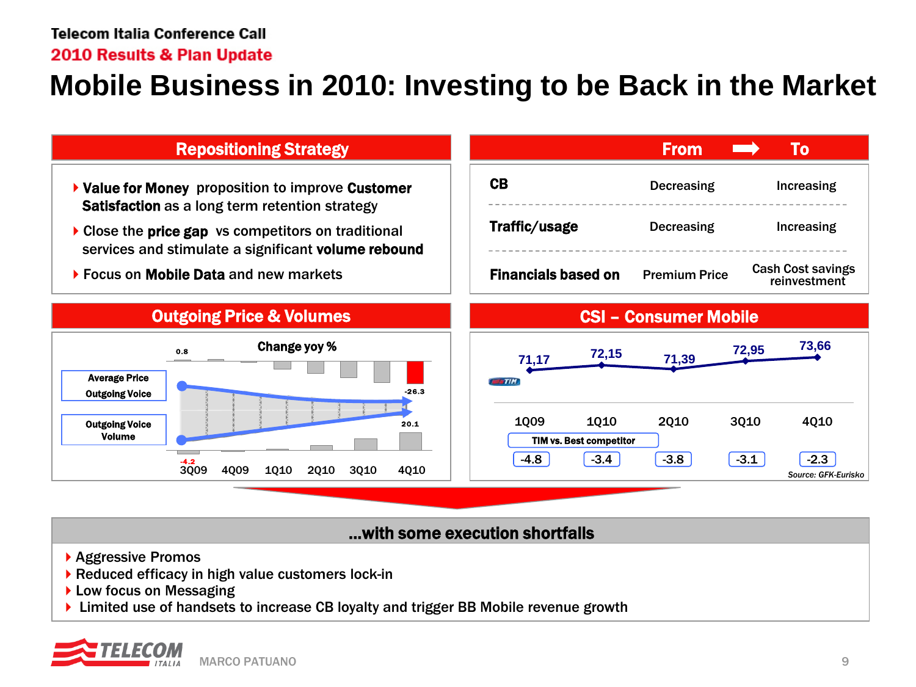# Mobile Business in 2010: Investing to be Back in the Market

## Repositioning Strategy

- **Value for Money** proposition to improve **Customer Satisfaction** as a long term retention strategy
- Close the **price gap** vs competitors on traditional services and stimulate a significant **volume rebound**
- Focus on **Mobile Data** and new markets

| | From | To |
|---|---|---|
| **CB** | Decreasing | Increasing |
| **Traffic/usage** | Decreasing | Increasing |
| **Financials based on** | Premium Price | Cash Cost savings reinvestment |

## Outgoing Price & Volumes

Change yoy %

| | 3Q09 | 4Q09 | 1Q10 | 2Q10 | 3Q10 | 4Q10 |
|---|---|---|---|---|---|---|
| Average Price Outgoing Voice | 0.8 | | | | | -26.3 |
| Outgoing Voice Volume | -4.2 | | | | | 20.1 |

## CSI – Consumer Mobile

| | 1Q09 | 1Q10 | 2Q10 | 3Q10 | 4Q10 |
|---|---|---|---|---|---|
| TIM | 71,17 | 72,15 | 71,39 | 72,95 | 73,66 |
| TIM vs. Best competitor | -4.8 | -3.4 | -3.8 | -3.1 | -2.3 |

*Source: GFK-Eurisko*

## ...with some execution shortfalls

- Aggressive Promos
- Reduced efficacy in high value customers lock-in
- Low focus on Messaging
- Limited use of handsets to increase CB loyalty and trigger BB Mobile revenue growth

MARCO PATUANO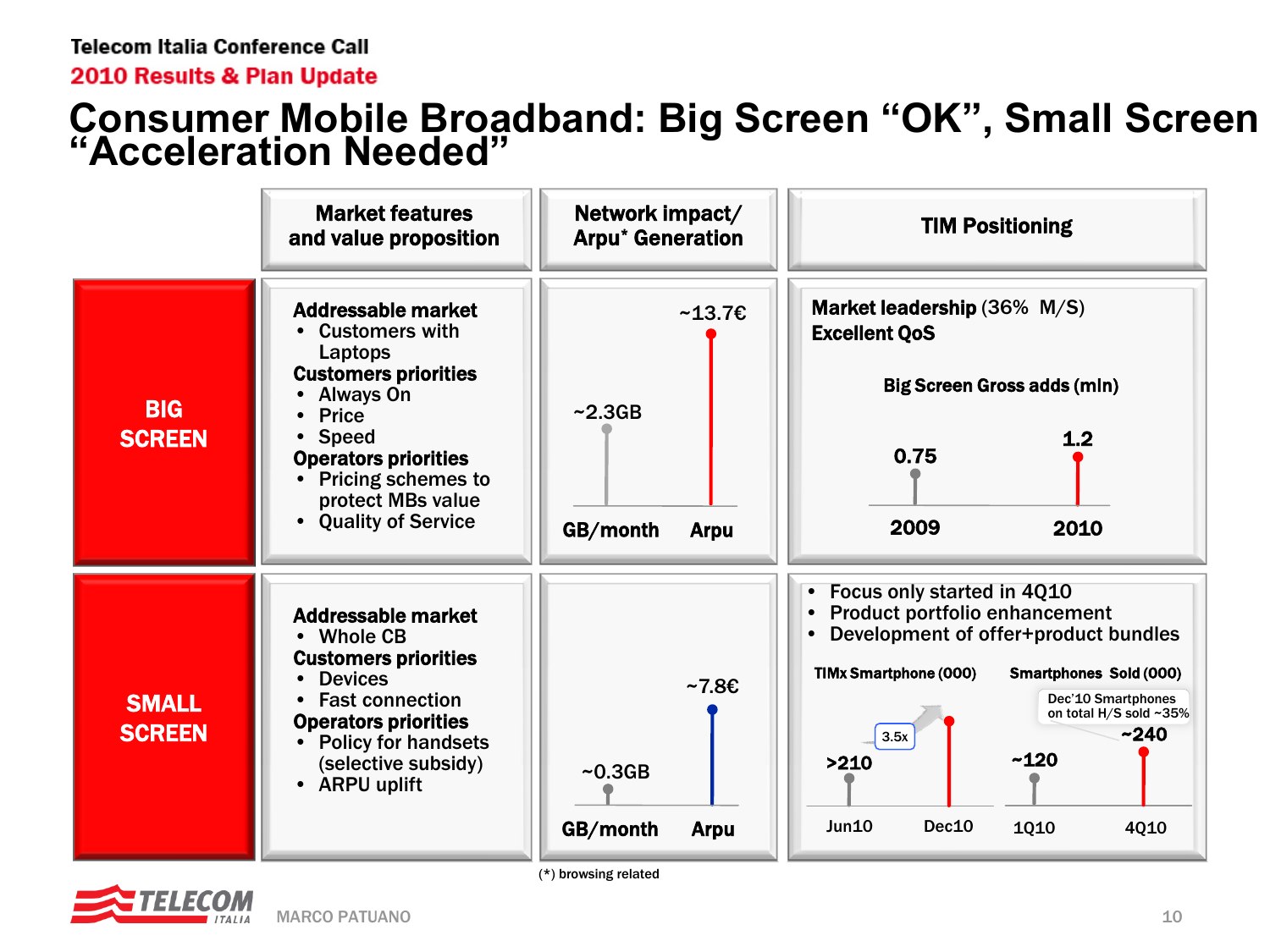# Consumer Mobile Broadband: Big Screen "OK", Small Screen "Acceleration Needed"

| | Market features and value proposition | Network impact/ Arpu* Generation | TIM Positioning |
|---|---|---|---|
| **BIG SCREEN** | **Addressable market**<br>• Customers with Laptops<br>**Customers priorities**<br>• Always On<br>• Price<br>• Speed<br>**Operators priorities**<br>• Pricing schemes to protect MBs value<br>• Quality of Service | GB/month: ~2.3GB<br>Arpu: ~13.7€ | **Market leadership** (36% M/S)<br>**Excellent QoS**<br>**Big Screen Gross adds (mln)**<br>2009: 0.75<br>2010: 1.2 |
| **SMALL SCREEN** | **Addressable market**<br>• Whole CB<br>**Customers priorities**<br>• Devices<br>• Fast connection<br>**Operators priorities**<br>• Policy for handsets (selective subsidy)<br>• ARPU uplift | GB/month: ~0.3GB<br>Arpu: ~7.8€ | • Focus only started in 4Q10<br>• Product portfolio enhancement<br>• Development of offer+product bundles<br>**TIMx Smartphone (000)**<br>Jun10: >210<br>Dec10: 3.5x<br>**Smartphones Sold (000)**<br>1Q10: ~120<br>4Q10: ~240<br>Dec'10 Smartphones on total H/S sold ~35% |

(*) browsing related

MARCO PATUANO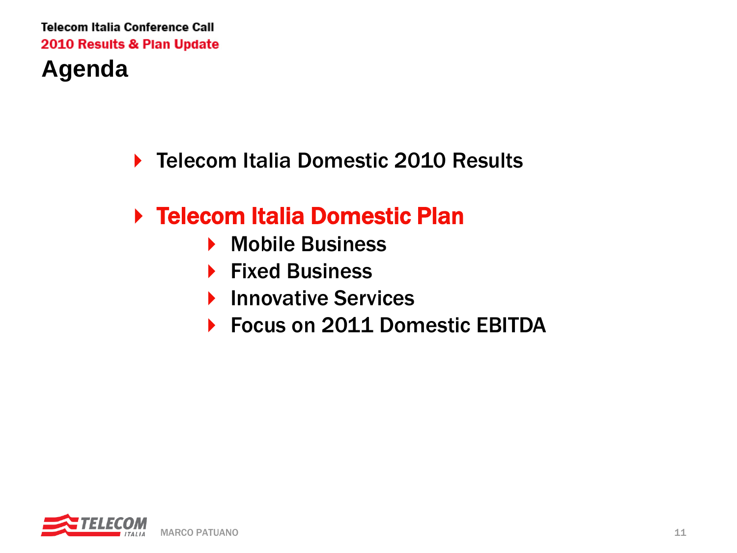# Agenda

- Telecom Italia Domestic 2010 Results
- **Telecom Italia Domestic Plan**
  - Mobile Business
  - Fixed Business
  - Innovative Services
  - Focus on 2011 Domestic EBITDA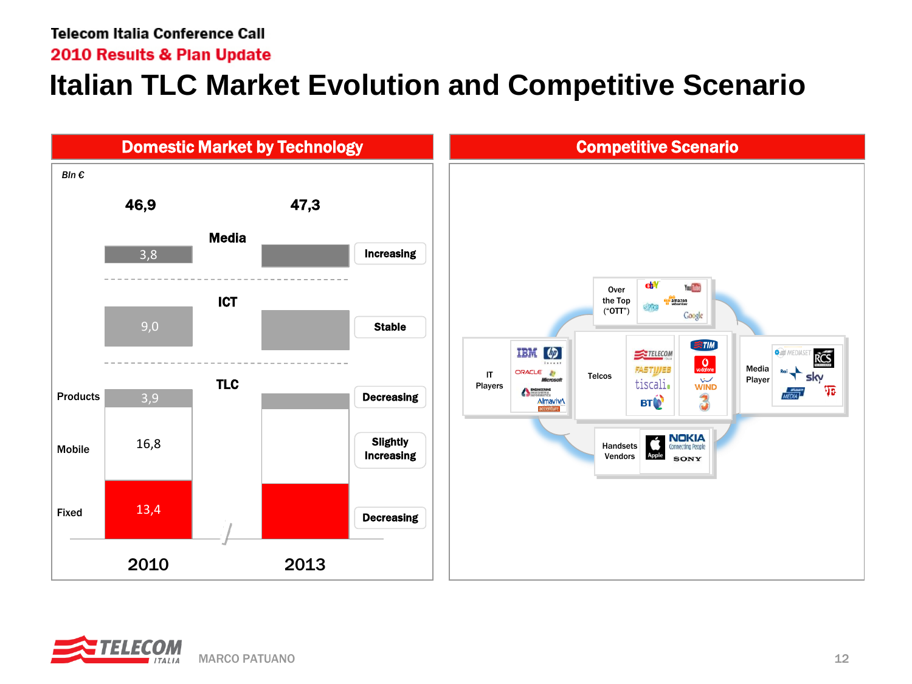Telecom Italia Conference Call

2010 Results & Plan Update

# Italian TLC Market Evolution and Competitive Scenario

## Domestic Market by Technology

*Bln €*

| | 2010 | 2013 | Trend |
|---|---|---|---|
| **Total** | 46,9 | 47,3 | |
| **Media** | 3,8 | | Increasing |
| **ICT** | 9,0 | | Stable |
| **TLC** – Products | 3,9 | | Decreasing |
| **TLC** – Mobile | 16,8 | | Slightly Increasing |
| **TLC** – Fixed | 13,4 | | Decreasing |

## Competitive Scenario

- **Over the Top ("OTT")**: eBay, YouTube, Skype, Amazon, Google
- **IT Players**: IBM, HP, Oracle, Microsoft, Engineering, Almaviva, Accenture
- **Telcos**: Telecom Italia, Fastweb, Tiscali, BT, TIM, Vodafone, Wind, 3
- **Media Player**: Mediaset, RCS, Rai, Sky, Telecom Italia Media, La7
- **Handsets Vendors**: Apple, Nokia, Sony

MARCO PATUANO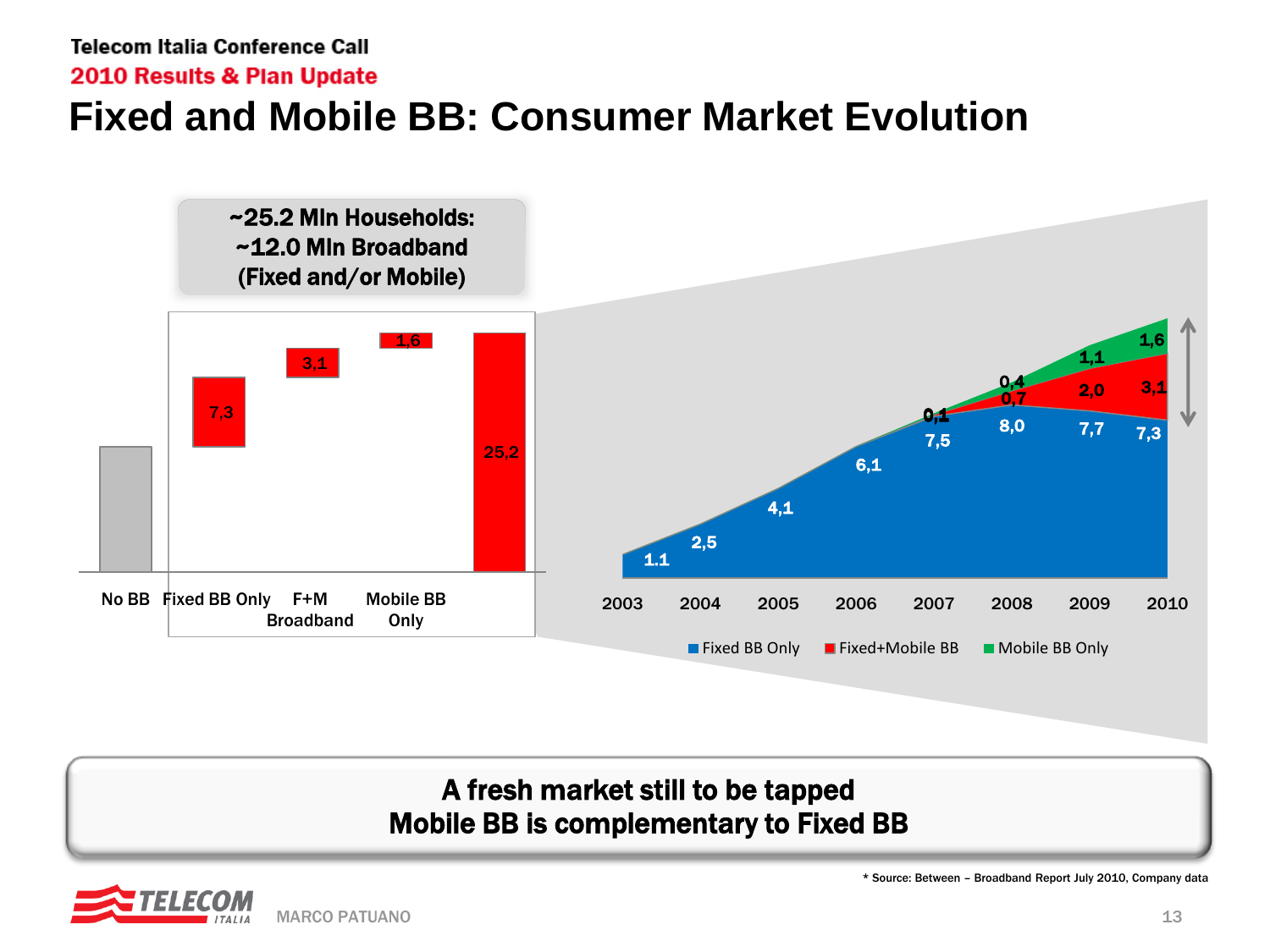# Fixed and Mobile BB: Consumer Market Evolution

**~25.2 Mln Households:**
**~12.0 Mln Broadband**
**(Fixed and/or Mobile)**

| No BB | Fixed BB Only | F+M Broadband | Mobile BB Only | Total |
|---|---|---|---|---|
| | 7,3 | 3,1 | 1,6 | 25,2 |

| | 2003 | 2004 | 2005 | 2006 | 2007 | 2008 | 2009 | 2010 |
|---|---|---|---|---|---|---|---|---|
| Fixed BB Only | 1.1 | 2,5 | 4,1 | 6,1 | 7,5 | 8,0 | 7,7 | 7,3 |
| Fixed+Mobile BB | | | | | 0,1 | 0,7 | 2,0 | 3,1 |
| Mobile BB Only | | | | | 0,1 | 0,4 | 1,1 | 1,6 |

**A fresh market still to be tapped**
**Mobile BB is complementary to Fixed BB**

\* Source: Between – Broadband Report July 2010, Company data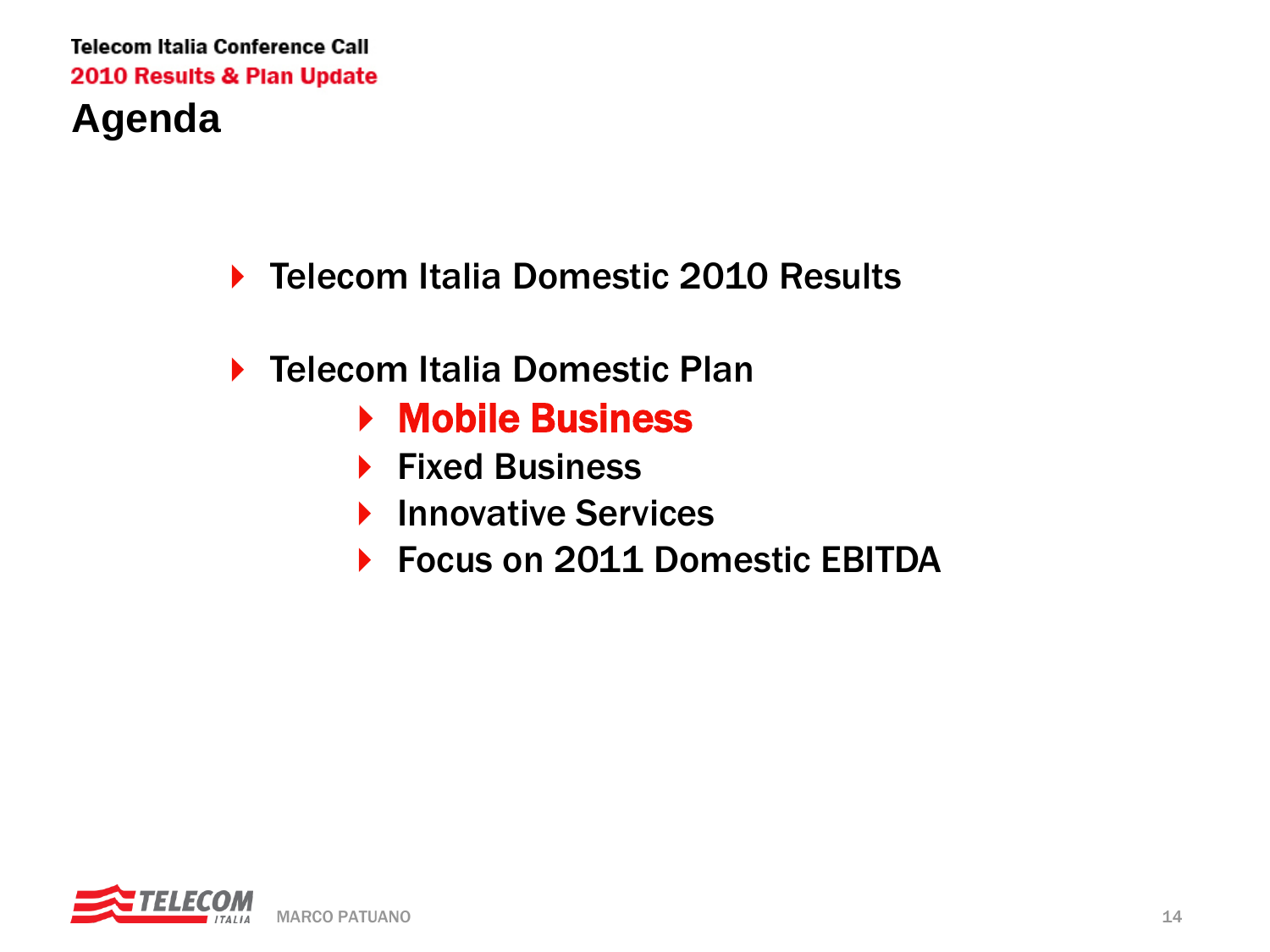# Agenda

- Telecom Italia Domestic 2010 Results
- Telecom Italia Domestic Plan
  - **Mobile Business**
  - Fixed Business
  - Innovative Services
  - Focus on 2011 Domestic EBITDA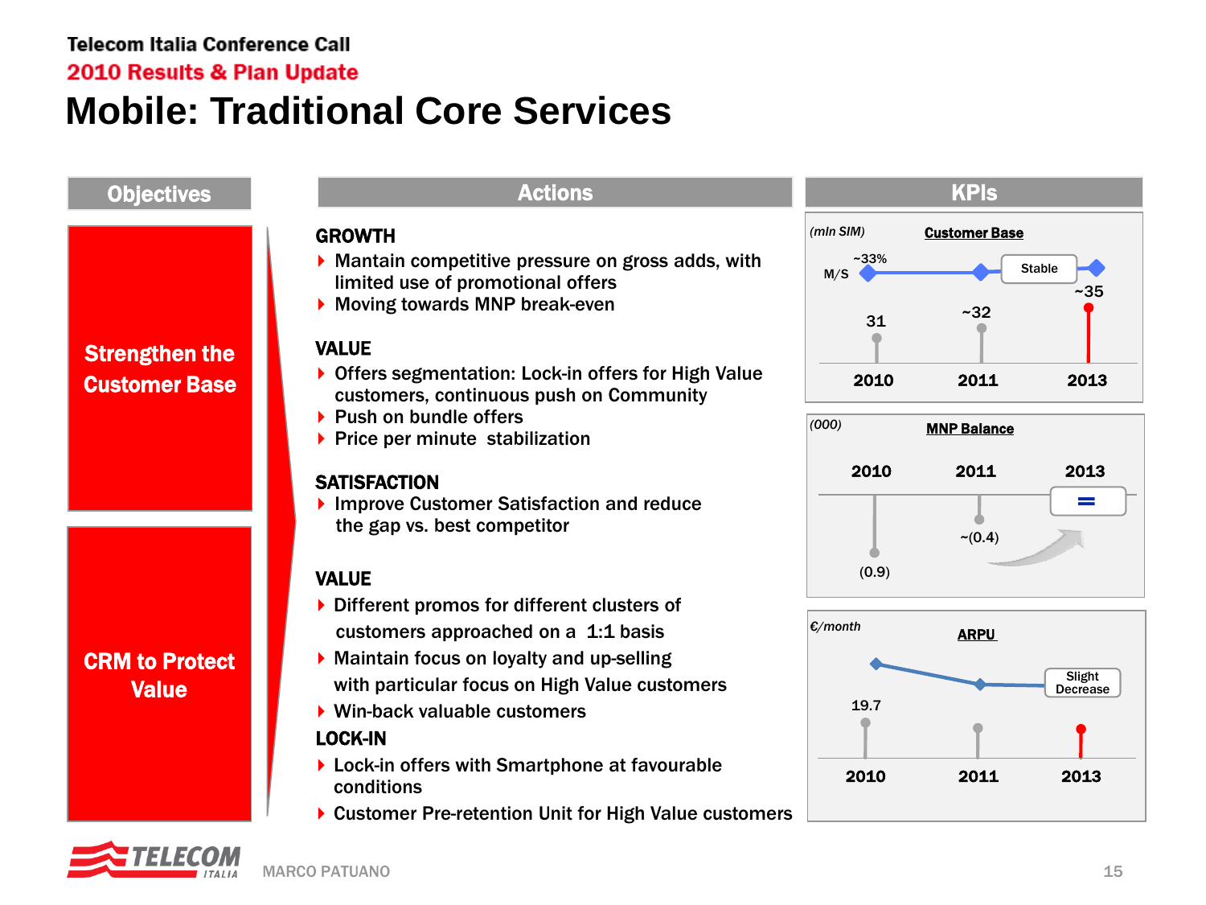# Mobile: Traditional Core Services

## Objectives

**Strengthen the Customer Base**

**CRM to Protect Value**

## Actions

**GROWTH**

- Mantain competitive pressure on gross adds, with limited use of promotional offers
- Moving towards MNP break-even

**VALUE**

- Offers segmentation: Lock-in offers for High Value customers, continuous push on Community
- Push on bundle offers
- Price per minute stabilization

**SATISFACTION**

- Improve Customer Satisfaction and reduce the gap vs. best competitor

**VALUE**

- Different promos for different clusters of customers approached on a 1:1 basis
- Maintain focus on loyalty and up-selling with particular focus on High Value customers
- Win-back valuable customers

**LOCK-IN**

- Lock-in offers with Smartphone at favourable conditions
- Customer Pre-retention Unit for High Value customers

## KPIs

**Customer Base** *(mln SIM)*

| | 2010 | 2011 | 2013 |
|---|---|---|---|
| Customer Base | 31 | ~32 | ~35 |
| M/S | ~33% | | Stable |

**MNP Balance** *(000)*

| 2010 | 2011 | 2013 |
|---|---|---|
| (0.9) | ~(0.4) | = |

**ARPU** *(€/month)*

| 2010 | 2011 | 2013 |
|---|---|---|
| 19.7 | | Slight Decrease |

MARCO PATUANO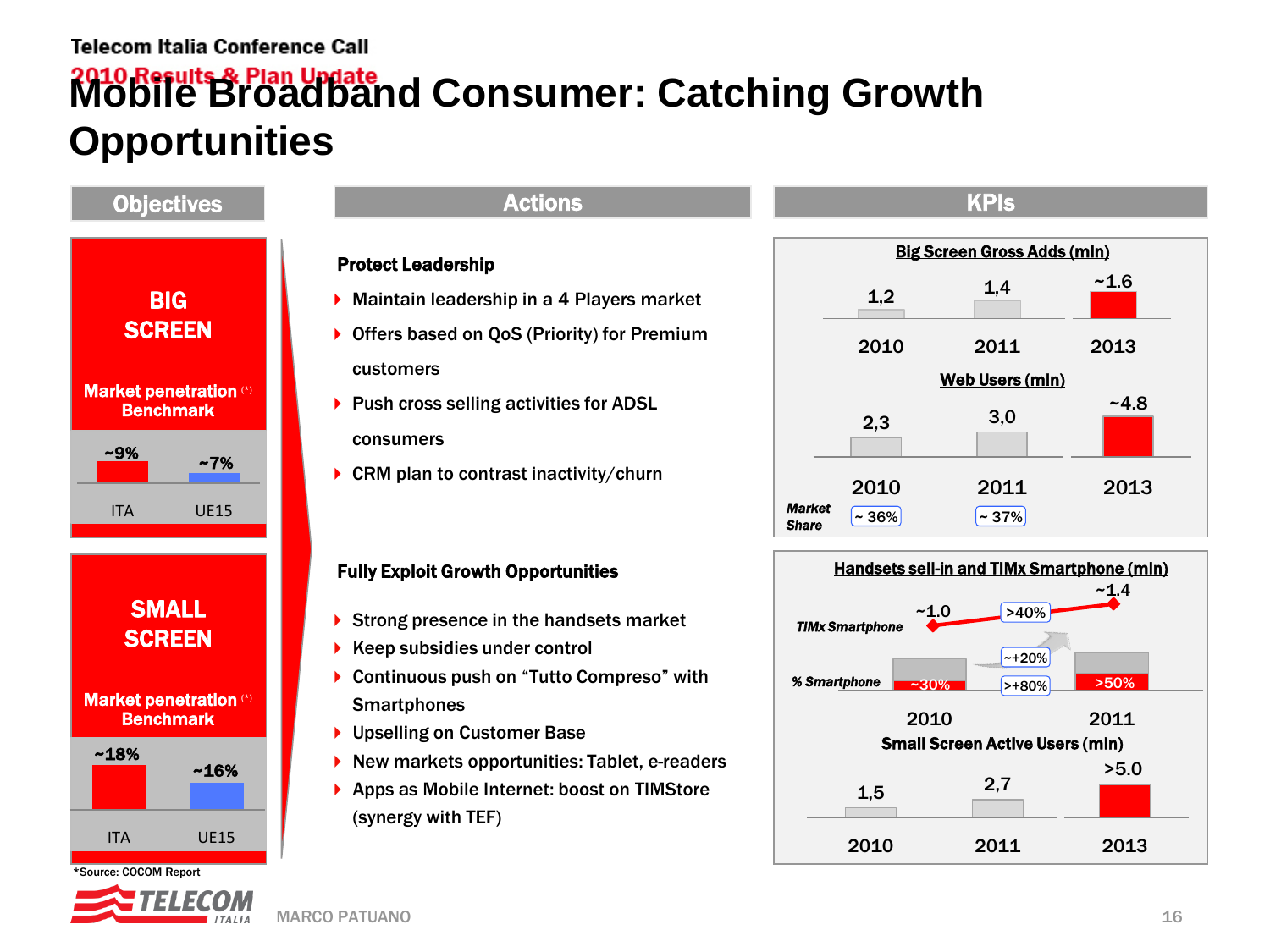# Mobile Broadband Consumer: Catching Growth Opportunities

## Objectives

### BIG SCREEN

Market penetration (*) Benchmark

| ITA | UE15 |
|---|---|
| ~9% | ~7% |

### SMALL SCREEN

Market penetration (*) Benchmark

| ITA | UE15 |
|---|---|
| ~18% | ~16% |

*Source: COCOM Report

## Actions

**Protect Leadership**

- Maintain leadership in a 4 Players market
- Offers based on QoS (Priority) for Premium customers
- Push cross selling activities for ADSL consumers
- CRM plan to contrast inactivity/churn

**Fully Exploit Growth Opportunities**

- Strong presence in the handsets market
- Keep subsidies under control
- Continuous push on "Tutto Compreso" with Smartphones
- Upselling on Customer Base
- New markets opportunities: Tablet, e-readers
- Apps as Mobile Internet: boost on TIMStore (synergy with TEF)

## KPIs

**Big Screen Gross Adds (mln)**

| 2010 | 2011 | 2013 |
|---|---|---|
| 1,2 | 1,4 | ~1.6 |

**Web Users (mln)**

| | 2010 | 2011 | 2013 |
|---|---|---|---|
| Web Users | 2,3 | 3,0 | ~4.8 |
| Market Share | ~ 36% | ~ 37% | |

**Handsets sell-in and TIMx Smartphone (mln)**

| | 2010 | | 2011 |
|---|---|---|---|
| TIMx Smartphone | ~1.0 | >40% | ~1.4 |
| % Smartphone | ~30% | >+80% | >50% |
| Handsets sell-in | | ~+20% | |

**Small Screen Active Users (mln)**

| 2010 | 2011 | 2013 |
|---|---|---|
| 1,5 | 2,7 | >5.0 |

MARCO PATUANO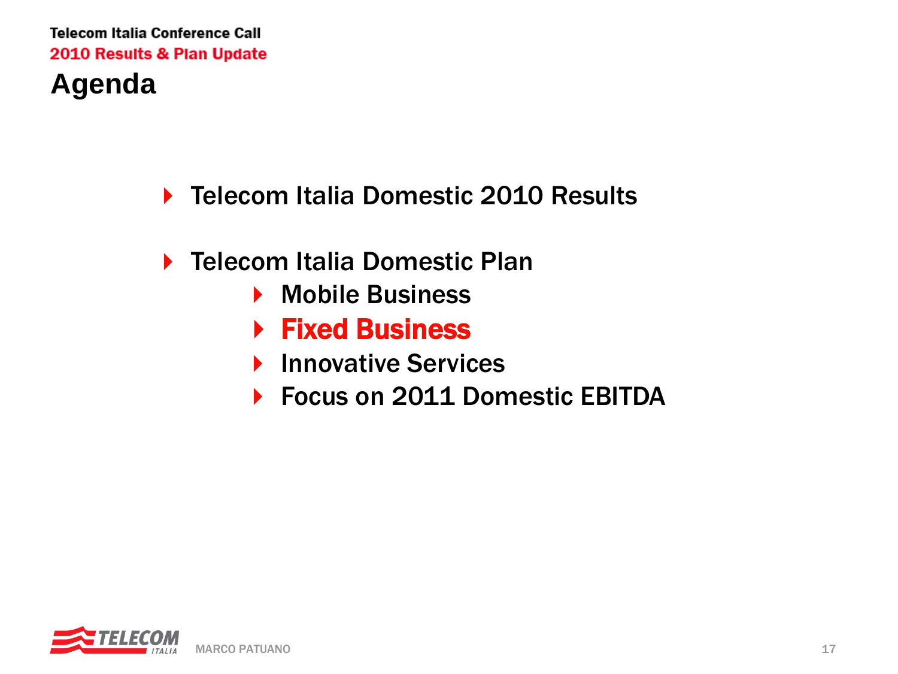# Agenda

- Telecom Italia Domestic 2010 Results
- Telecom Italia Domestic Plan
  - Mobile Business
  - **Fixed Business**
  - Innovative Services
  - Focus on 2011 Domestic EBITDA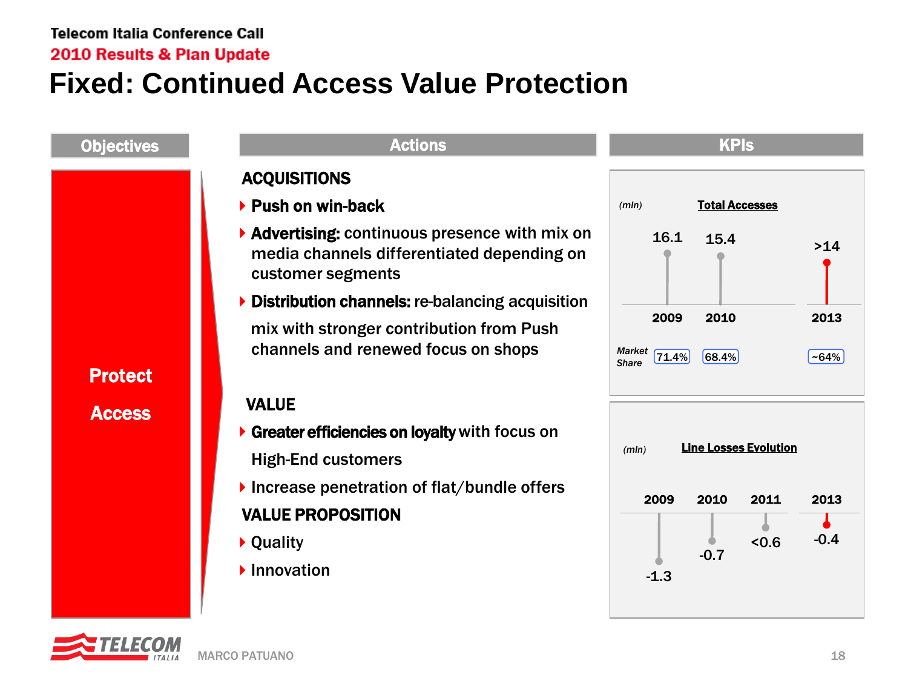# Fixed: Continued Access Value Protection

## Objectives

**Protect Access**

## Actions

**ACQUISITIONS**

- **Push on win-back**
- **Advertising:** continuous presence with mix on media channels differentiated depending on customer segments
- **Distribution channels:** re-balancing acquisition mix with stronger contribution from Push channels and renewed focus on shops

**VALUE**

- **Greater efficiencies on loyalty** with focus on High-End customers
- Increase penetration of flat/bundle offers

**VALUE PROPOSITION**

- Quality
- Innovation

## KPIs

**Total Accesses** *(mln)*

| | 2009 | 2010 | 2013 |
|---|---|---|---|
| Total Accesses | 16.1 | 15.4 | >14 |
| *Market Share* | 71.4% | 68.4% | ~64% |

**Line Losses Evolution** *(mln)*

| 2009 | 2010 | 2011 | 2013 |
|---|---|---|---|
| -1.3 | -0.7 | <0.6 | -0.4 |

MARCO PATUANO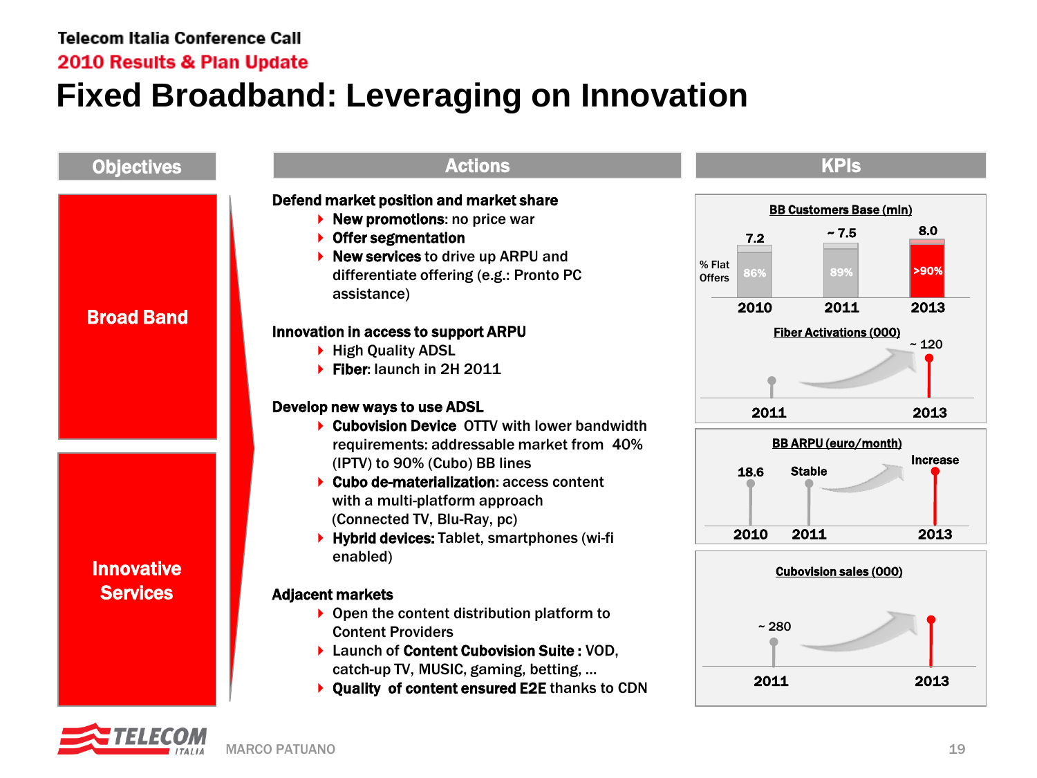Telecom Italia Conference Call

2010 Results & Plan Update

# Fixed Broadband: Leveraging on Innovation

| Objectives | Actions |
|---|---|
| **Broad Band** | **Defend market position and market share**<br>- **New promotions**: no price war<br>- **Offer segmentation**<br>- **New services** to drive up ARPU and differentiate offering (e.g.: Pronto PC assistance)<br><br>**Innovation in access to support ARPU**<br>- High Quality ADSL<br>- **Fiber**: launch in 2H 2011 |
| **Innovative Services** | **Develop new ways to use ADSL**<br>- **Cubovision Device** OTTV with lower bandwidth requirements: addressable market from 40% (IPTV) to 90% (Cubo) BB lines<br>- **Cubo de-materialization**: access content with a multi-platform approach (Connected TV, Blu-Ray, pc)<br>- **Hybrid devices:** Tablet, smartphones (wi-fi enabled)<br><br>**Adjacent markets**<br>- Open the content distribution platform to Content Providers<br>- Launch of **Content Cubovision Suite** : VOD, catch-up TV, MUSIC, gaming, betting, …<br>- **Quality of content ensured E2E** thanks to CDN |

## KPIs

**BB Customers Base (mln)**

| | 2010 | 2011 | 2013 |
|---|---|---|---|
| BB Customers Base (mln) | 7.2 | ~ 7.5 | 8.0 |
| % Flat Offers | 86% | 89% | >90% |

**Fiber Activations (000)**

| 2011 | 2013 |
|---|---|
| | ~ 120 |

**BB ARPU (euro/month)**

| 2010 | 2011 | 2013 |
|---|---|---|
| 18.6 | Stable | Increase |

**Cubovision sales (000)**

| 2011 | 2013 |
|---|---|
| ~ 280 | |

MARCO PATUANO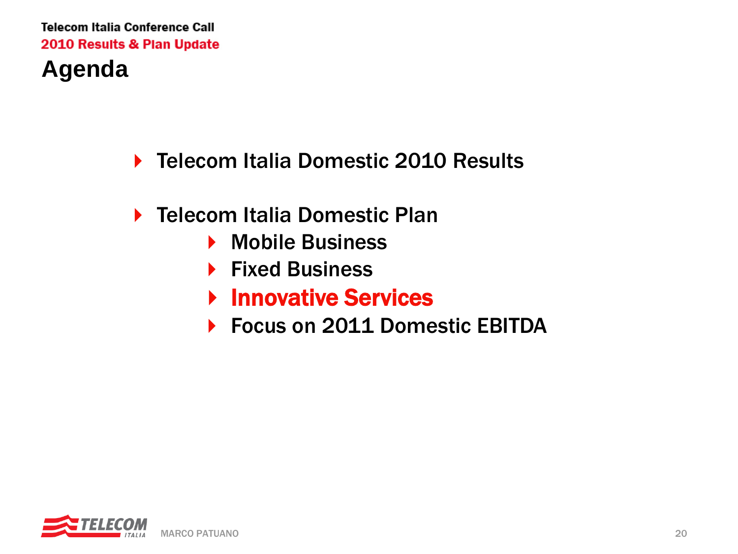# Agenda

- Telecom Italia Domestic 2010 Results
- Telecom Italia Domestic Plan
  - Mobile Business
  - Fixed Business
  - **Innovative Services**
  - Focus on 2011 Domestic EBITDA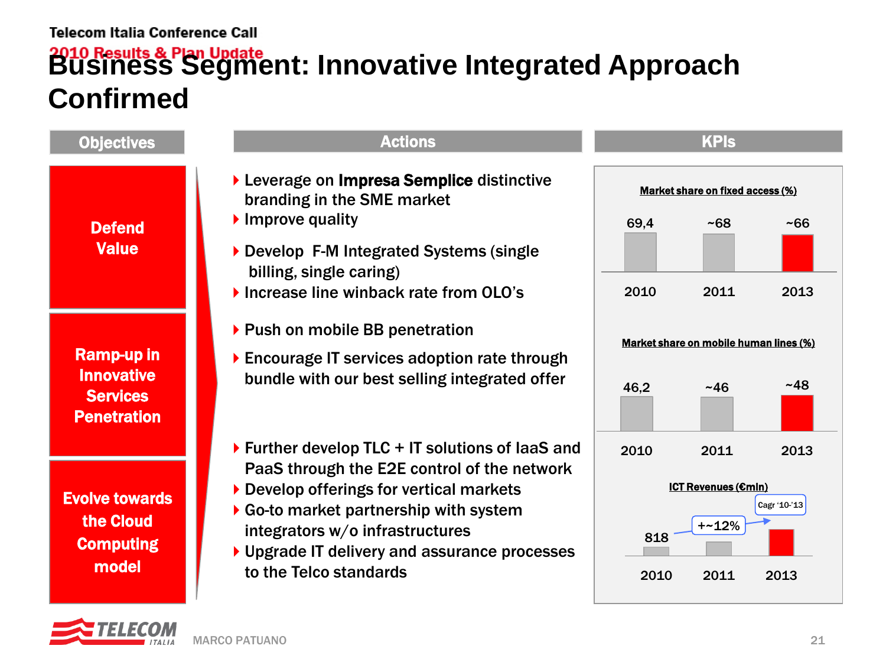# Business Segment: Innovative Integrated Approach Confirmed

| Objectives | Actions |
|---|---|
| **Defend Value** | Leverage on **Impresa Semplice** distinctive branding in the SME market<br>Improve quality<br>Develop F-M Integrated Systems (single billing, single caring)<br>Increase line winback rate from OLO's |
| **Ramp-up in Innovative Services Penetration** | Push on mobile BB penetration<br>Encourage IT services adoption rate through bundle with our best selling integrated offer |
| **Evolve towards the Cloud Computing model** | Further develop TLC + IT solutions of IaaS and PaaS through the E2E control of the network<br>Develop offerings for vertical markets<br>Go-to market partnership with system integrators w/o infrastructures<br>Upgrade IT delivery and assurance processes to the Telco standards |

## KPIs

**Market share on fixed access (%)**

| 2010 | 2011 | 2013 |
|---|---|---|
| 69,4 | ~68 | ~66 |

**Market share on mobile human lines (%)**

| 2010 | 2011 | 2013 |
|---|---|---|
| 46,2 | ~46 | ~48 |

**ICT Revenues (€mln)**

| 2010 | 2011 | 2013 |
|---|---|---|
| 818 | | |

Cagr '10-'13: +~12%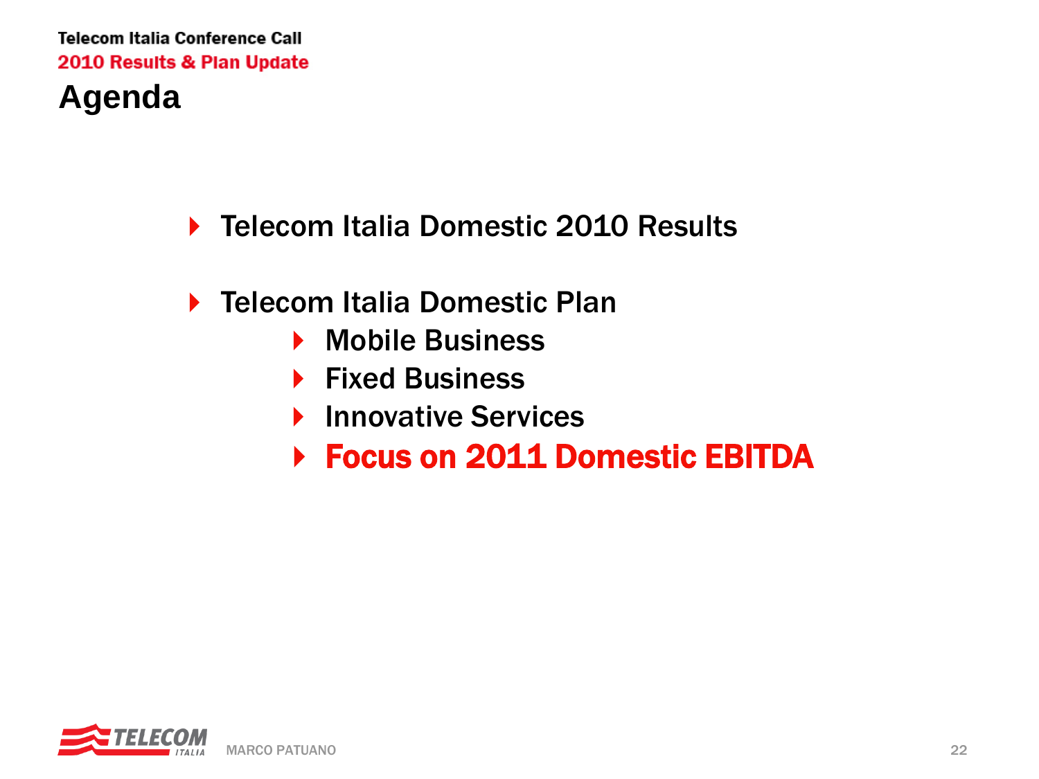# Agenda

- Telecom Italia Domestic 2010 Results
- Telecom Italia Domestic Plan
  - Mobile Business
  - Fixed Business
  - Innovative Services
  - **Focus on 2011 Domestic EBITDA**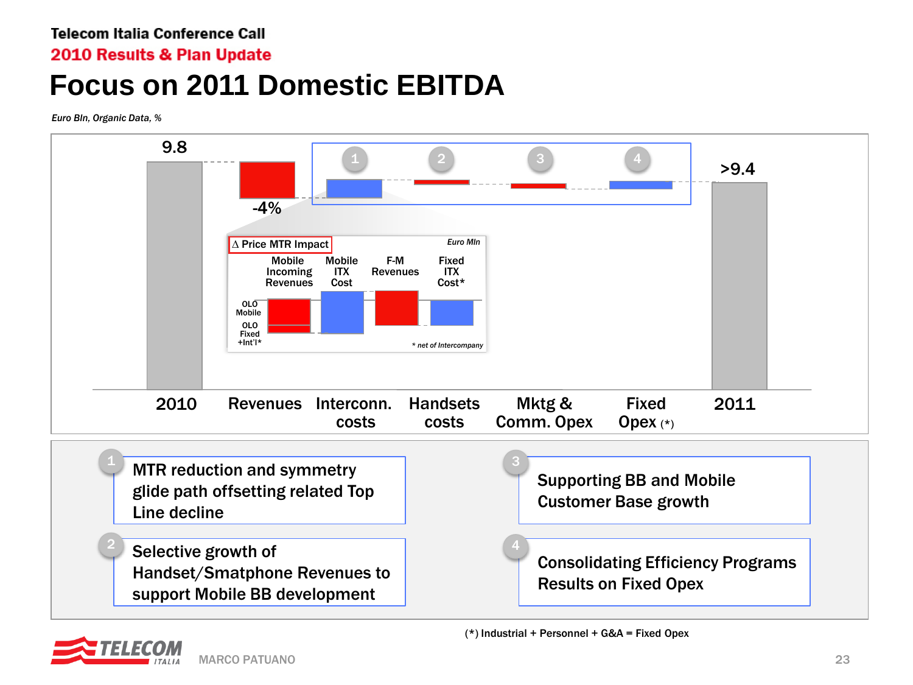Telecom Italia Conference Call

2010 Results & Plan Update

# Focus on 2011 Domestic EBITDA

*Euro Bln, Organic Data, %*

9.8

-4%

1 2 3 4

>9.4

2010
Revenues
Interconn. costs
Handsets costs
Mktg & Comm. Opex
Fixed Opex (*)
2011

Δ Price MTR Impact

*Euro Mln*

Mobile Incoming Revenues
Mobile ITX Cost
F-M Revenues
Fixed ITX Cost*

OLO Mobile
OLO Fixed +Int'l*

* net of Intercompany

1 MTR reduction and symmetry glide path offsetting related Top Line decline

2 Selective growth of Handset/Smatphone Revenues to support Mobile BB development

3 Supporting BB and Mobile Customer Base growth

4 Consolidating Efficiency Programs Results on Fixed Opex

(*) Industrial + Personnel + G&A = Fixed Opex

MARCO PATUANO